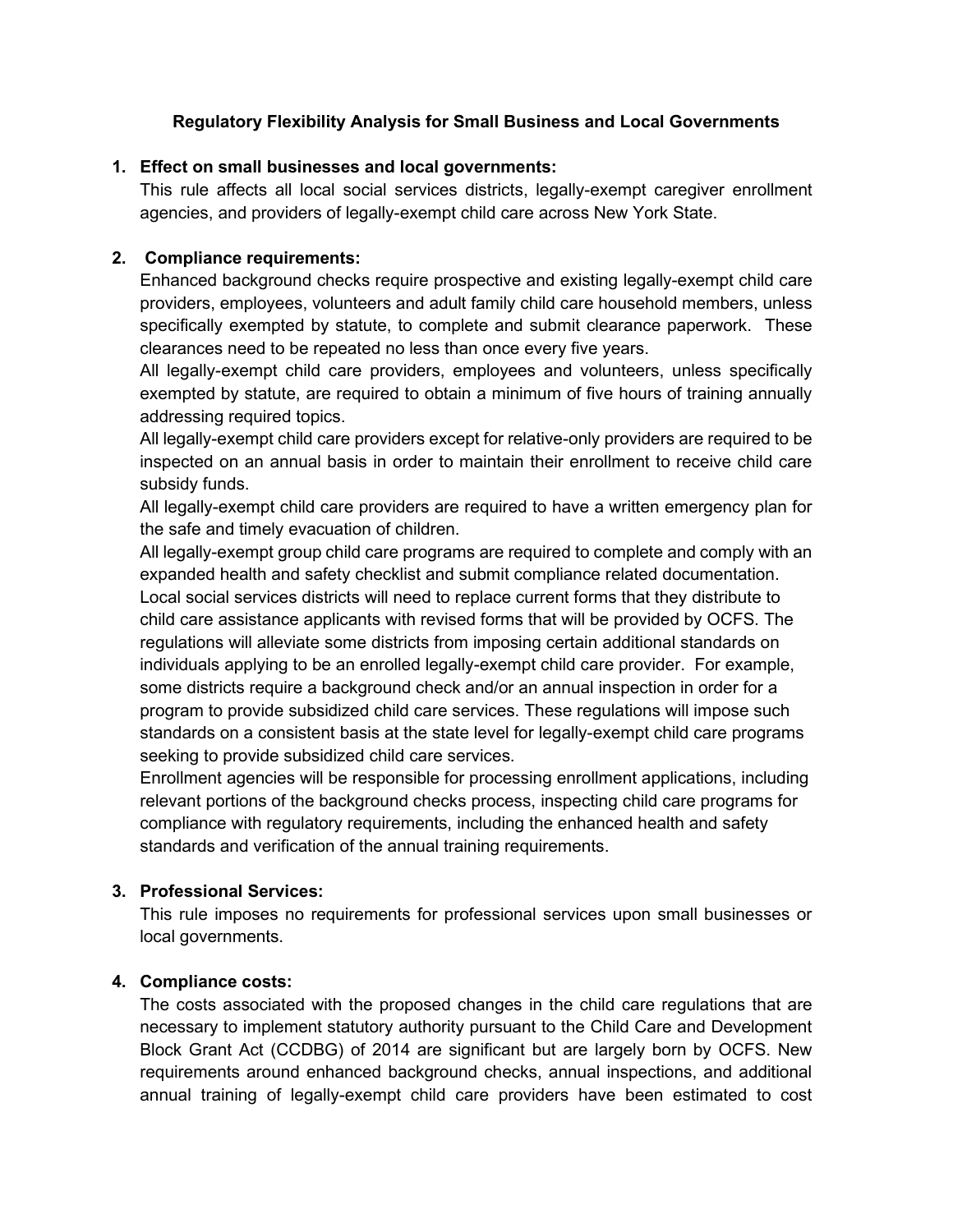**Regulatory Flexibility Analysis for Small Business and Local Governments**

1. **Effect on small businesses and local governments:**

   This rule affects all local social services districts, legally-exempt caregiver enrollment agencies, and providers of legally-exempt child care across New York State.

2. **Compliance requirements:**

   Enhanced background checks require prospective and existing legally-exempt child care providers, employees, volunteers and adult family child care household members, unless specifically exempted by statute, to complete and submit clearance paperwork. These clearances need to be repeated no less than once every five years.

   All legally-exempt child care providers, employees and volunteers, unless specifically exempted by statute, are required to obtain a minimum of five hours of training annually addressing required topics.

   All legally-exempt child care providers except for relative-only providers are required to be inspected on an annual basis in order to maintain their enrollment to receive child care subsidy funds.

   All legally-exempt child care providers are required to have a written emergency plan for the safe and timely evacuation of children.

   All legally-exempt group child care programs are required to complete and comply with an expanded health and safety checklist and submit compliance related documentation.

   Local social services districts will need to replace current forms that they distribute to child care assistance applicants with revised forms that will be provided by OCFS. The regulations will alleviate some districts from imposing certain additional standards on individuals applying to be an enrolled legally-exempt child care provider. For example, some districts require a background check and/or an annual inspection in order for a program to provide subsidized child care services. These regulations will impose such standards on a consistent basis at the state level for legally-exempt child care programs seeking to provide subsidized child care services.

   Enrollment agencies will be responsible for processing enrollment applications, including relevant portions of the background checks process, inspecting child care programs for compliance with regulatory requirements, including the enhanced health and safety standards and verification of the annual training requirements.

3. **Professional Services:**

   This rule imposes no requirements for professional services upon small businesses or local governments.

4. **Compliance costs:**

   The costs associated with the proposed changes in the child care regulations that are necessary to implement statutory authority pursuant to the Child Care and Development Block Grant Act (CCDBG) of 2014 are significant but are largely born by OCFS. New requirements around enhanced background checks, annual inspections, and additional annual training of legally-exempt child care providers have been estimated to cost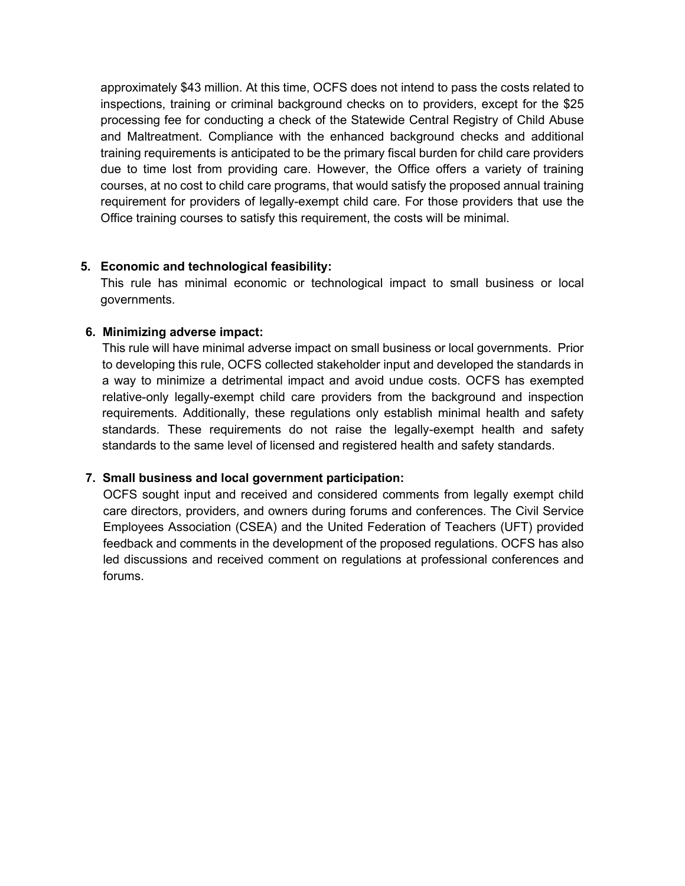approximately $43 million. At this time, OCFS does not intend to pass the costs related to inspections, training or criminal background checks on to providers, except for the $25 processing fee for conducting a check of the Statewide Central Registry of Child Abuse and Maltreatment. Compliance with the enhanced background checks and additional training requirements is anticipated to be the primary fiscal burden for child care providers due to time lost from providing care. However, the Office offers a variety of training courses, at no cost to child care programs, that would satisfy the proposed annual training requirement for providers of legally-exempt child care. For those providers that use the Office training courses to satisfy this requirement, the costs will be minimal.

5. **Economic and technological feasibility:**
   This rule has minimal economic or technological impact to small business or local governments.

6. **Minimizing adverse impact:**
   This rule will have minimal adverse impact on small business or local governments. Prior to developing this rule, OCFS collected stakeholder input and developed the standards in a way to minimize a detrimental impact and avoid undue costs. OCFS has exempted relative-only legally-exempt child care providers from the background and inspection requirements. Additionally, these regulations only establish minimal health and safety standards. These requirements do not raise the legally-exempt health and safety standards to the same level of licensed and registered health and safety standards.

7. **Small business and local government participation:**
   OCFS sought input and received and considered comments from legally exempt child care directors, providers, and owners during forums and conferences. The Civil Service Employees Association (CSEA) and the United Federation of Teachers (UFT) provided feedback and comments in the development of the proposed regulations. OCFS has also led discussions and received comment on regulations at professional conferences and forums.